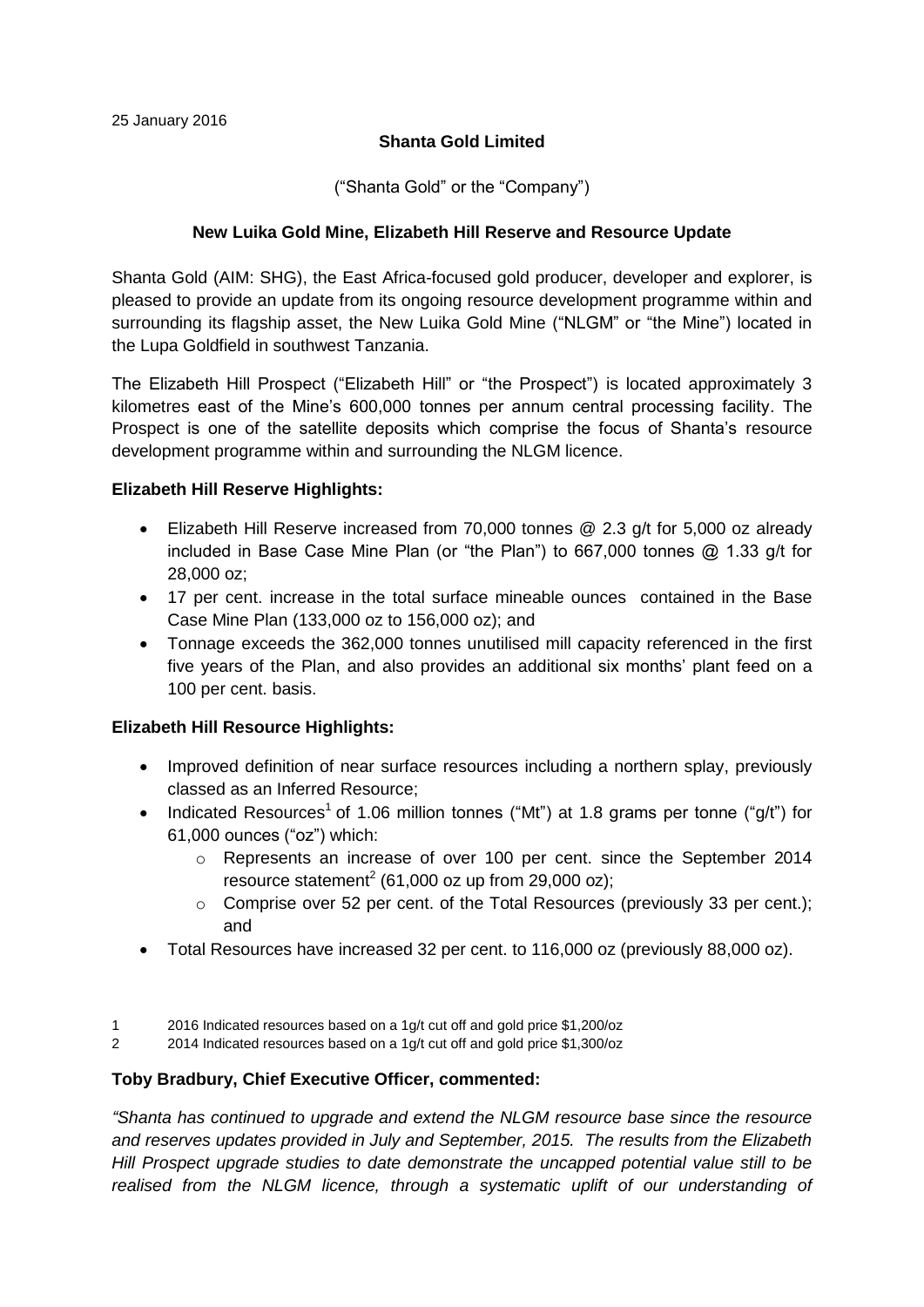25 January 2016

**Shanta Gold Limited**

("Shanta Gold" or the "Company")

**New Luika Gold Mine, Elizabeth Hill Reserve and Resource Update**

Shanta Gold (AIM: SHG), the East Africa-focused gold producer, developer and explorer, is pleased to provide an update from its ongoing resource development programme within and surrounding its flagship asset, the New Luika Gold Mine ("NLGM" or "the Mine") located in the Lupa Goldfield in southwest Tanzania.

The Elizabeth Hill Prospect ("Elizabeth Hill" or "the Prospect") is located approximately 3 kilometres east of the Mine's 600,000 tonnes per annum central processing facility. The Prospect is one of the satellite deposits which comprise the focus of Shanta's resource development programme within and surrounding the NLGM licence.

**Elizabeth Hill Reserve Highlights:**

- Elizabeth Hill Reserve increased from 70,000 tonnes @ 2.3 g/t for 5,000 oz already included in Base Case Mine Plan (or "the Plan") to 667,000 tonnes @ 1.33 g/t for 28,000 oz;
- 17 per cent. increase in the total surface mineable ounces contained in the Base Case Mine Plan (133,000 oz to 156,000 oz); and
- Tonnage exceeds the 362,000 tonnes unutilised mill capacity referenced in the first five years of the Plan, and also provides an additional six months' plant feed on a 100 per cent. basis.

**Elizabeth Hill Resource Highlights:**

- Improved definition of near surface resources including a northern splay, previously classed as an Inferred Resource;
- Indicated Resources[1] of 1.06 million tonnes ("Mt") at 1.8 grams per tonne ("g/t") for 61,000 ounces ("oz") which:
  - Represents an increase of over 100 per cent. since the September 2014 resource statement[2] (61,000 oz up from 29,000 oz);
  - Comprise over 52 per cent. of the Total Resources (previously 33 per cent.); and
- Total Resources have increased 32 per cent. to 116,000 oz (previously 88,000 oz).

1 2016 Indicated resources based on a 1g/t cut off and gold price $1,200/oz

2 2014 Indicated resources based on a 1g/t cut off and gold price $1,300/oz

**Toby Bradbury, Chief Executive Officer, commented:**

*"Shanta has continued to upgrade and extend the NLGM resource base since the resource and reserves updates provided in July and September, 2015. The results from the Elizabeth Hill Prospect upgrade studies to date demonstrate the uncapped potential value still to be realised from the NLGM licence, through a systematic uplift of our understanding of*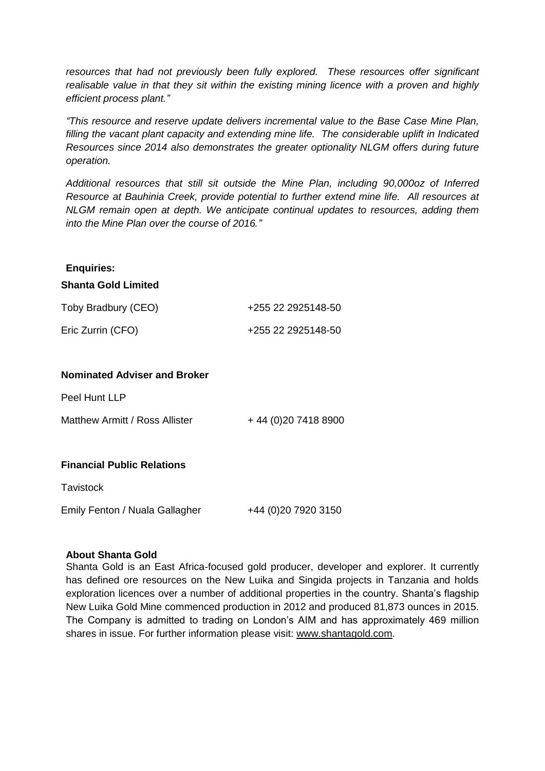*resources that had not previously been fully explored. These resources offer significant realisable value in that they sit within the existing mining licence with a proven and highly efficient process plant."*

*"This resource and reserve update delivers incremental value to the Base Case Mine Plan, filling the vacant plant capacity and extending mine life. The considerable uplift in Indicated Resources since 2014 also demonstrates the greater optionality NLGM offers during future operation.*

*Additional resources that still sit outside the Mine Plan, including 90,000oz of Inferred Resource at Bauhinia Creek, provide potential to further extend mine life. All resources at NLGM remain open at depth. We anticipate continual updates to resources, adding them into the Mine Plan over the course of 2016."*

**Enquiries:**

**Shanta Gold Limited**

| | |
|---|---|
| Toby Bradbury (CEO) | +255 22 2925148-50 |
| Eric Zurrin (CFO) | +255 22 2925148-50 |

**Nominated Adviser and Broker**

Peel Hunt LLP

| | |
|---|---|
| Matthew Armitt / Ross Allister | + 44 (0)20 7418 8900 |

**Financial Public Relations**

Tavistock

| | |
|---|---|
| Emily Fenton / Nuala Gallagher | +44 (0)20 7920 3150 |

**About Shanta Gold**

Shanta Gold is an East Africa-focused gold producer, developer and explorer. It currently has defined ore resources on the New Luika and Singida projects in Tanzania and holds exploration licences over a number of additional properties in the country. Shanta's flagship New Luika Gold Mine commenced production in 2012 and produced 81,873 ounces in 2015. The Company is admitted to trading on London's AIM and has approximately 469 million shares in issue. For further information please visit: www.shantagold.com.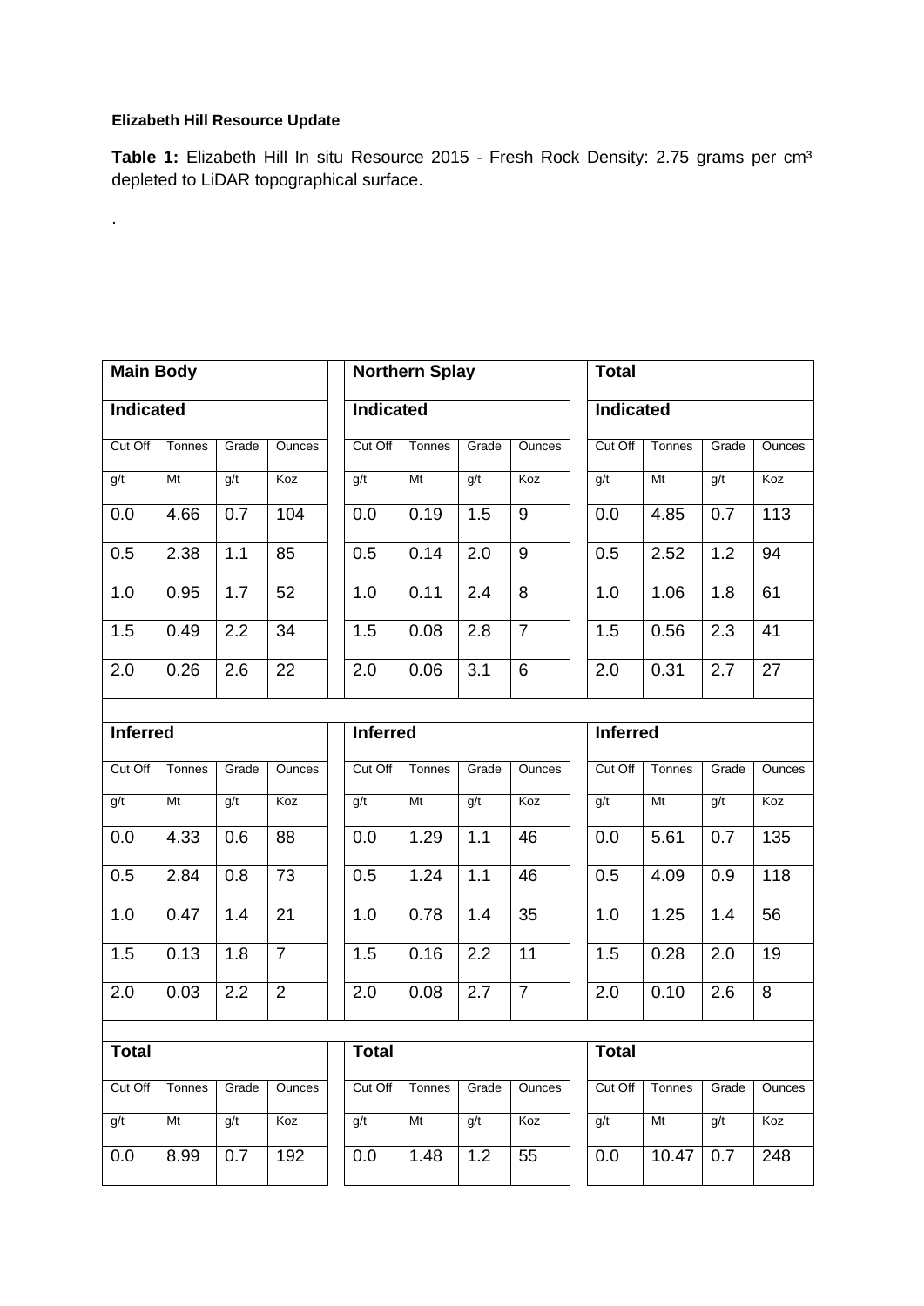**Elizabeth Hill Resource Update**

**Table 1:** Elizabeth Hill In situ Resource 2015 - Fresh Rock Density: 2.75 grams per cm³ depleted to LiDAR topographical surface.

.

| **Main Body** | | | | | **Northern Splay** | | | | | **Total** | | | |
|---|---|---|---|---|---|---|---|---|---|---|---|---|---|
| **Indicated** | | | | | **Indicated** | | | | | **Indicated** | | | |
| Cut Off | Tonnes | Grade | Ounces | | Cut Off | Tonnes | Grade | Ounces | | Cut Off | Tonnes | Grade | Ounces |
| g/t | Mt | g/t | Koz | | g/t | Mt | g/t | Koz | | g/t | Mt | g/t | Koz |
| 0.0 | 4.66 | 0.7 | 104 | | 0.0 | 0.19 | 1.5 | 9 | | 0.0 | 4.85 | 0.7 | 113 |
| 0.5 | 2.38 | 1.1 | 85 | | 0.5 | 0.14 | 2.0 | 9 | | 0.5 | 2.52 | 1.2 | 94 |
| 1.0 | 0.95 | 1.7 | 52 | | 1.0 | 0.11 | 2.4 | 8 | | 1.0 | 1.06 | 1.8 | 61 |
| 1.5 | 0.49 | 2.2 | 34 | | 1.5 | 0.08 | 2.8 | 7 | | 1.5 | 0.56 | 2.3 | 41 |
| 2.0 | 0.26 | 2.6 | 22 | | 2.0 | 0.06 | 3.1 | 6 | | 2.0 | 0.31 | 2.7 | 27 |
| | | | | | | | | | | | | | |
| **Inferred** | | | | | **Inferred** | | | | | **Inferred** | | | |
| Cut Off | Tonnes | Grade | Ounces | | Cut Off | Tonnes | Grade | Ounces | | Cut Off | Tonnes | Grade | Ounces |
| g/t | Mt | g/t | Koz | | g/t | Mt | g/t | Koz | | g/t | Mt | g/t | Koz |
| 0.0 | 4.33 | 0.6 | 88 | | 0.0 | 1.29 | 1.1 | 46 | | 0.0 | 5.61 | 0.7 | 135 |
| 0.5 | 2.84 | 0.8 | 73 | | 0.5 | 1.24 | 1.1 | 46 | | 0.5 | 4.09 | 0.9 | 118 |
| 1.0 | 0.47 | 1.4 | 21 | | 1.0 | 0.78 | 1.4 | 35 | | 1.0 | 1.25 | 1.4 | 56 |
| 1.5 | 0.13 | 1.8 | 7 | | 1.5 | 0.16 | 2.2 | 11 | | 1.5 | 0.28 | 2.0 | 19 |
| 2.0 | 0.03 | 2.2 | 2 | | 2.0 | 0.08 | 2.7 | 7 | | 2.0 | 0.10 | 2.6 | 8 |
| | | | | | | | | | | | | | |
| **Total** | | | | | **Total** | | | | | **Total** | | | |
| Cut Off | Tonnes | Grade | Ounces | | Cut Off | Tonnes | Grade | Ounces | | Cut Off | Tonnes | Grade | Ounces |
| g/t | Mt | g/t | Koz | | g/t | Mt | g/t | Koz | | g/t | Mt | g/t | Koz |
| 0.0 | 8.99 | 0.7 | 192 | | 0.0 | 1.48 | 1.2 | 55 | | 0.0 | 10.47 | 0.7 | 248 |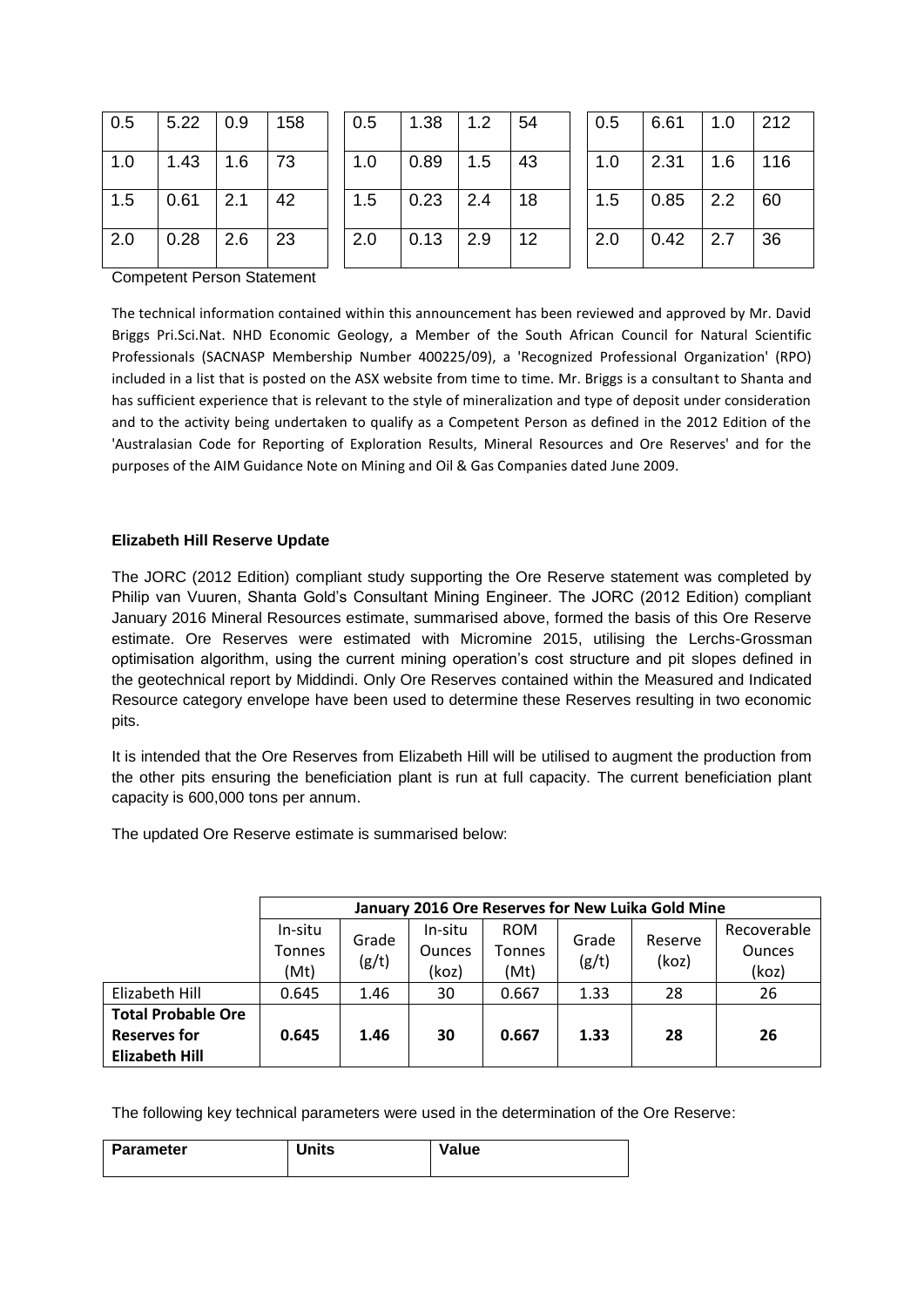| 0.5 | 5.22 | 0.9 | 158 |
|---|---|---|---|
| 1.0 | 1.43 | 1.6 | 73 |
| 1.5 | 0.61 | 2.1 | 42 |
| 2.0 | 0.28 | 2.6 | 23 |

| 0.5 | 1.38 | 1.2 | 54 |
|---|---|---|---|
| 1.0 | 0.89 | 1.5 | 43 |
| 1.5 | 0.23 | 2.4 | 18 |
| 2.0 | 0.13 | 2.9 | 12 |

| 0.5 | 6.61 | 1.0 | 212 |
|---|---|---|---|
| 1.0 | 2.31 | 1.6 | 116 |
| 1.5 | 0.85 | 2.2 | 60 |
| 2.0 | 0.42 | 2.7 | 36 |

Competent Person Statement

The technical information contained within this announcement has been reviewed and approved by Mr. David Briggs Pri.Sci.Nat. NHD Economic Geology, a Member of the South African Council for Natural Scientific Professionals (SACNASP Membership Number 400225/09), a 'Recognized Professional Organization' (RPO) included in a list that is posted on the ASX website from time to time. Mr. Briggs is a consultant to Shanta and has sufficient experience that is relevant to the style of mineralization and type of deposit under consideration and to the activity being undertaken to qualify as a Competent Person as defined in the 2012 Edition of the 'Australasian Code for Reporting of Exploration Results, Mineral Resources and Ore Reserves' and for the purposes of the AIM Guidance Note on Mining and Oil & Gas Companies dated June 2009.

**Elizabeth Hill Reserve Update**

The JORC (2012 Edition) compliant study supporting the Ore Reserve statement was completed by Philip van Vuuren, Shanta Gold's Consultant Mining Engineer. The JORC (2012 Edition) compliant January 2016 Mineral Resources estimate, summarised above, formed the basis of this Ore Reserve estimate. Ore Reserves were estimated with Micromine 2015, utilising the Lerchs-Grossman optimisation algorithm, using the current mining operation's cost structure and pit slopes defined in the geotechnical report by Middindi. Only Ore Reserves contained within the Measured and Indicated Resource category envelope have been used to determine these Reserves resulting in two economic pits.

It is intended that the Ore Reserves from Elizabeth Hill will be utilised to augment the production from the other pits ensuring the beneficiation plant is run at full capacity. The current beneficiation plant capacity is 600,000 tons per annum.

The updated Ore Reserve estimate is summarised below:

| | January 2016 Ore Reserves for New Luika Gold Mine | | | | | | |
|---|---|---|---|---|---|---|---|
| | In-situ Tonnes (Mt) | Grade (g/t) | In-situ Ounces (koz) | ROM Tonnes (Mt) | Grade (g/t) | Reserve (koz) | Recoverable Ounces (koz) |
| Elizabeth Hill | 0.645 | 1.46 | 30 | 0.667 | 1.33 | 28 | 26 |
| **Total Probable Ore Reserves for Elizabeth Hill** | **0.645** | **1.46** | **30** | **0.667** | **1.33** | **28** | **26** |

The following key technical parameters were used in the determination of the Ore Reserve:

| Parameter | Units | Value |
|---|---|---|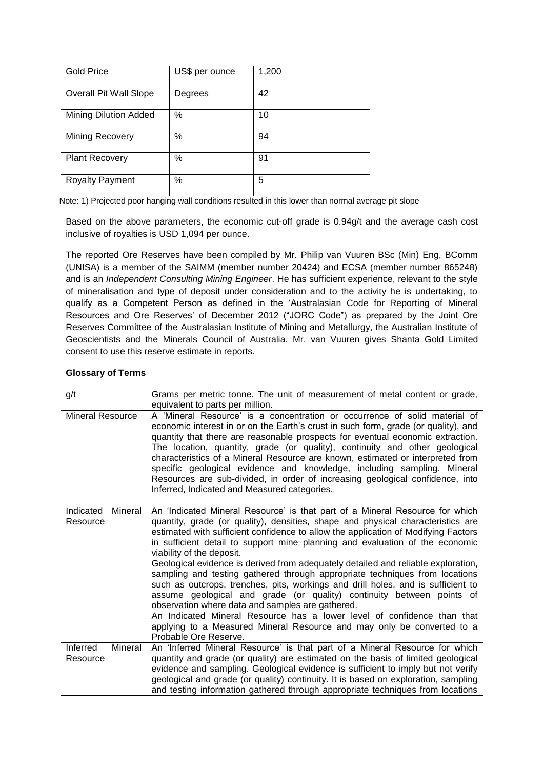| Gold Price | US$ per ounce | 1,200 |
|---|---|---|
| Overall Pit Wall Slope | Degrees | 42 |
| Mining Dilution Added | % | 10 |
| Mining Recovery | % | 94 |
| Plant Recovery | % | 91 |
| Royalty Payment | % | 5 |

Note: 1) Projected poor hanging wall conditions resulted in this lower than normal average pit slope

Based on the above parameters, the economic cut-off grade is 0.94g/t and the average cash cost inclusive of royalties is USD 1,094 per ounce.

The reported Ore Reserves have been compiled by Mr. Philip van Vuuren BSc (Min) Eng, BComm (UNISA) is a member of the SAIMM (member number 20424) and ECSA (member number 865248) and is an *Independent Consulting Mining Engineer*. He has sufficient experience, relevant to the style of mineralisation and type of deposit under consideration and to the activity he is undertaking, to qualify as a Competent Person as defined in the 'Australasian Code for Reporting of Mineral Resources and Ore Reserves' of December 2012 ("JORC Code") as prepared by the Joint Ore Reserves Committee of the Australasian Institute of Mining and Metallurgy, the Australian Institute of Geoscientists and the Minerals Council of Australia. Mr. van Vuuren gives Shanta Gold Limited consent to use this reserve estimate in reports.

**Glossary of Terms**

| Term | Definition |
|---|---|
| g/t | Grams per metric tonne. The unit of measurement of metal content or grade, equivalent to parts per million. |
| Mineral Resource | A 'Mineral Resource' is a concentration or occurrence of solid material of economic interest in or on the Earth's crust in such form, grade (or quality), and quantity that there are reasonable prospects for eventual economic extraction. The location, quantity, grade (or quality), continuity and other geological characteristics of a Mineral Resource are known, estimated or interpreted from specific geological evidence and knowledge, including sampling. Mineral Resources are sub-divided, in order of increasing geological confidence, into Inferred, Indicated and Measured categories. |
| Indicated Mineral Resource | An 'Indicated Mineral Resource' is that part of a Mineral Resource for which quantity, grade (or quality), densities, shape and physical characteristics are estimated with sufficient confidence to allow the application of Modifying Factors in sufficient detail to support mine planning and evaluation of the economic viability of the deposit.<br>Geological evidence is derived from adequately detailed and reliable exploration, sampling and testing gathered through appropriate techniques from locations such as outcrops, trenches, pits, workings and drill holes, and is sufficient to assume geological and grade (or quality) continuity between points of observation where data and samples are gathered.<br>An Indicated Mineral Resource has a lower level of confidence than that applying to a Measured Mineral Resource and may only be converted to a Probable Ore Reserve. |
| Inferred Mineral Resource | An 'Inferred Mineral Resource' is that part of a Mineral Resource for which quantity and grade (or quality) are estimated on the basis of limited geological evidence and sampling. Geological evidence is sufficient to imply but not verify geological and grade (or quality) continuity. It is based on exploration, sampling and testing information gathered through appropriate techniques from locations |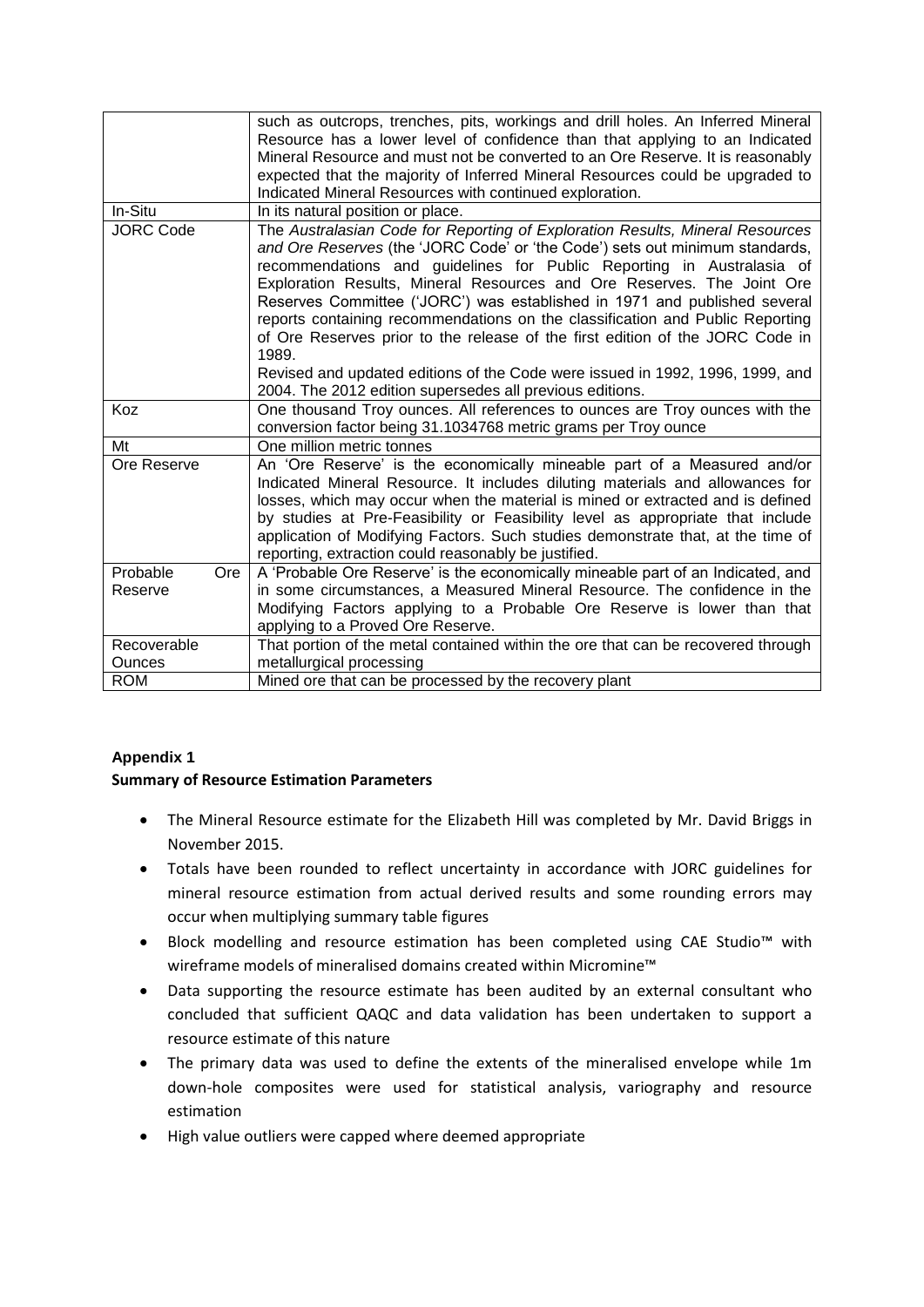|  |  |
|---|---|
|  | such as outcrops, trenches, pits, workings and drill holes. An Inferred Mineral Resource has a lower level of confidence than that applying to an Indicated Mineral Resource and must not be converted to an Ore Reserve. It is reasonably expected that the majority of Inferred Mineral Resources could be upgraded to Indicated Mineral Resources with continued exploration. |
| In-Situ | In its natural position or place. |
| JORC Code | The *Australasian Code for Reporting of Exploration Results, Mineral Resources and Ore Reserves* (the 'JORC Code' or 'the Code') sets out minimum standards, recommendations and guidelines for Public Reporting in Australasia of Exploration Results, Mineral Resources and Ore Reserves. The Joint Ore Reserves Committee ('JORC') was established in 1971 and published several reports containing recommendations on the classification and Public Reporting of Ore Reserves prior to the release of the first edition of the JORC Code in 1989. Revised and updated editions of the Code were issued in 1992, 1996, 1999, and 2004. The 2012 edition supersedes all previous editions. |
| Koz | One thousand Troy ounces. All references to ounces are Troy ounces with the conversion factor being 31.1034768 metric grams per Troy ounce |
| Mt | One million metric tonnes |
| Ore Reserve | An 'Ore Reserve' is the economically mineable part of a Measured and/or Indicated Mineral Resource. It includes diluting materials and allowances for losses, which may occur when the material is mined or extracted and is defined by studies at Pre-Feasibility or Feasibility level as appropriate that include application of Modifying Factors. Such studies demonstrate that, at the time of reporting, extraction could reasonably be justified. |
| Probable Ore Reserve | A 'Probable Ore Reserve' is the economically mineable part of an Indicated, and in some circumstances, a Measured Mineral Resource. The confidence in the Modifying Factors applying to a Probable Ore Reserve is lower than that applying to a Proved Ore Reserve. |
| Recoverable Ounces | That portion of the metal contained within the ore that can be recovered through metallurgical processing |
| ROM | Mined ore that can be processed by the recovery plant |

**Appendix 1**

**Summary of Resource Estimation Parameters**

- The Mineral Resource estimate for the Elizabeth Hill was completed by Mr. David Briggs in November 2015.
- Totals have been rounded to reflect uncertainty in accordance with JORC guidelines for mineral resource estimation from actual derived results and some rounding errors may occur when multiplying summary table figures
- Block modelling and resource estimation has been completed using CAE Studio™ with wireframe models of mineralised domains created within Micromine™
- Data supporting the resource estimate has been audited by an external consultant who concluded that sufficient QAQC and data validation has been undertaken to support a resource estimate of this nature
- The primary data was used to define the extents of the mineralised envelope while 1m down-hole composites were used for statistical analysis, variography and resource estimation
- High value outliers were capped where deemed appropriate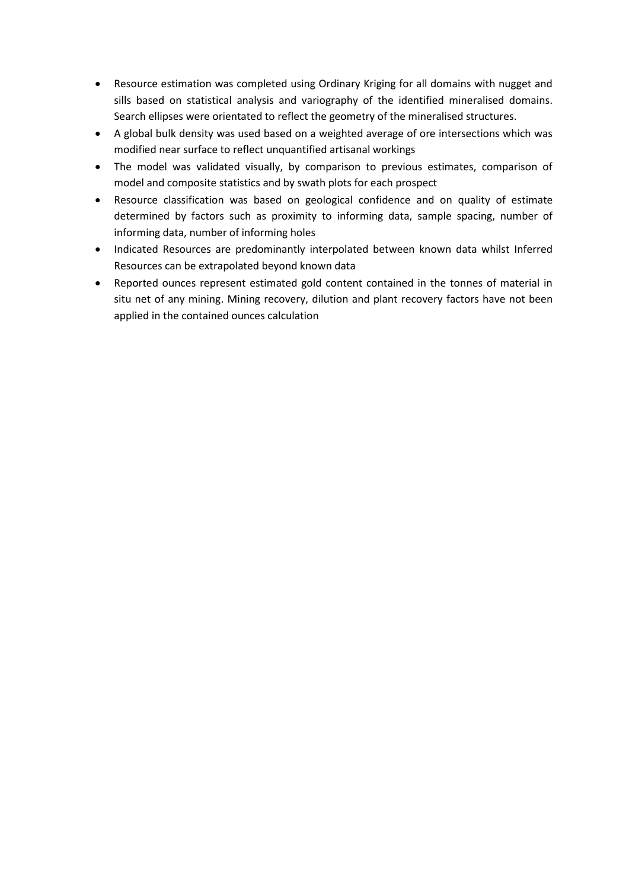- Resource estimation was completed using Ordinary Kriging for all domains with nugget and sills based on statistical analysis and variography of the identified mineralised domains. Search ellipses were orientated to reflect the geometry of the mineralised structures.
- A global bulk density was used based on a weighted average of ore intersections which was modified near surface to reflect unquantified artisanal workings
- The model was validated visually, by comparison to previous estimates, comparison of model and composite statistics and by swath plots for each prospect
- Resource classification was based on geological confidence and on quality of estimate determined by factors such as proximity to informing data, sample spacing, number of informing data, number of informing holes
- Indicated Resources are predominantly interpolated between known data whilst Inferred Resources can be extrapolated beyond known data
- Reported ounces represent estimated gold content contained in the tonnes of material in situ net of any mining. Mining recovery, dilution and plant recovery factors have not been applied in the contained ounces calculation